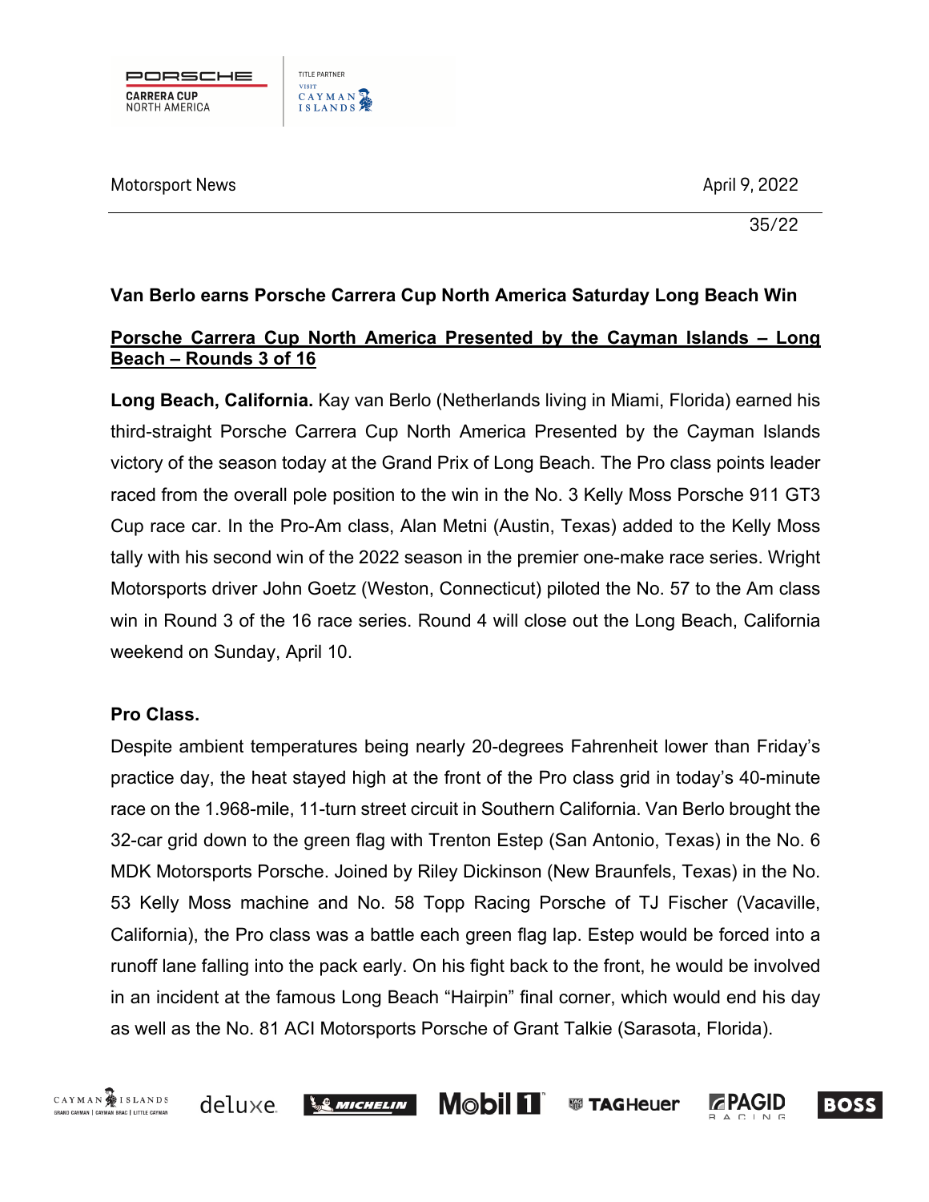Motorsport News

April 9, 2022

35/22

**Van Berlo earns Porsche Carrera Cup North America Saturday Long Beach Win**

**Porsche Carrera Cup North America Presented by the Cayman Islands – Long Beach – Rounds 3 of 16**

**Long Beach, California.** Kay van Berlo (Netherlands living in Miami, Florida) earned his third-straight Porsche Carrera Cup North America Presented by the Cayman Islands victory of the season today at the Grand Prix of Long Beach. The Pro class points leader raced from the overall pole position to the win in the No. 3 Kelly Moss Porsche 911 GT3 Cup race car. In the Pro-Am class, Alan Metni (Austin, Texas) added to the Kelly Moss tally with his second win of the 2022 season in the premier one-make race series. Wright Motorsports driver John Goetz (Weston, Connecticut) piloted the No. 57 to the Am class win in Round 3 of the 16 race series. Round 4 will close out the Long Beach, California weekend on Sunday, April 10.

**Pro Class.**

Despite ambient temperatures being nearly 20-degrees Fahrenheit lower than Friday's practice day, the heat stayed high at the front of the Pro class grid in today's 40-minute race on the 1.968-mile, 11-turn street circuit in Southern California. Van Berlo brought the 32-car grid down to the green flag with Trenton Estep (San Antonio, Texas) in the No. 6 MDK Motorsports Porsche. Joined by Riley Dickinson (New Braunfels, Texas) in the No. 53 Kelly Moss machine and No. 58 Topp Racing Porsche of TJ Fischer (Vacaville, California), the Pro class was a battle each green flag lap. Estep would be forced into a runoff lane falling into the pack early. On his fight back to the front, he would be involved in an incident at the famous Long Beach "Hairpin" final corner, which would end his day as well as the No. 81 ACI Motorsports Porsche of Grant Talkie (Sarasota, Florida).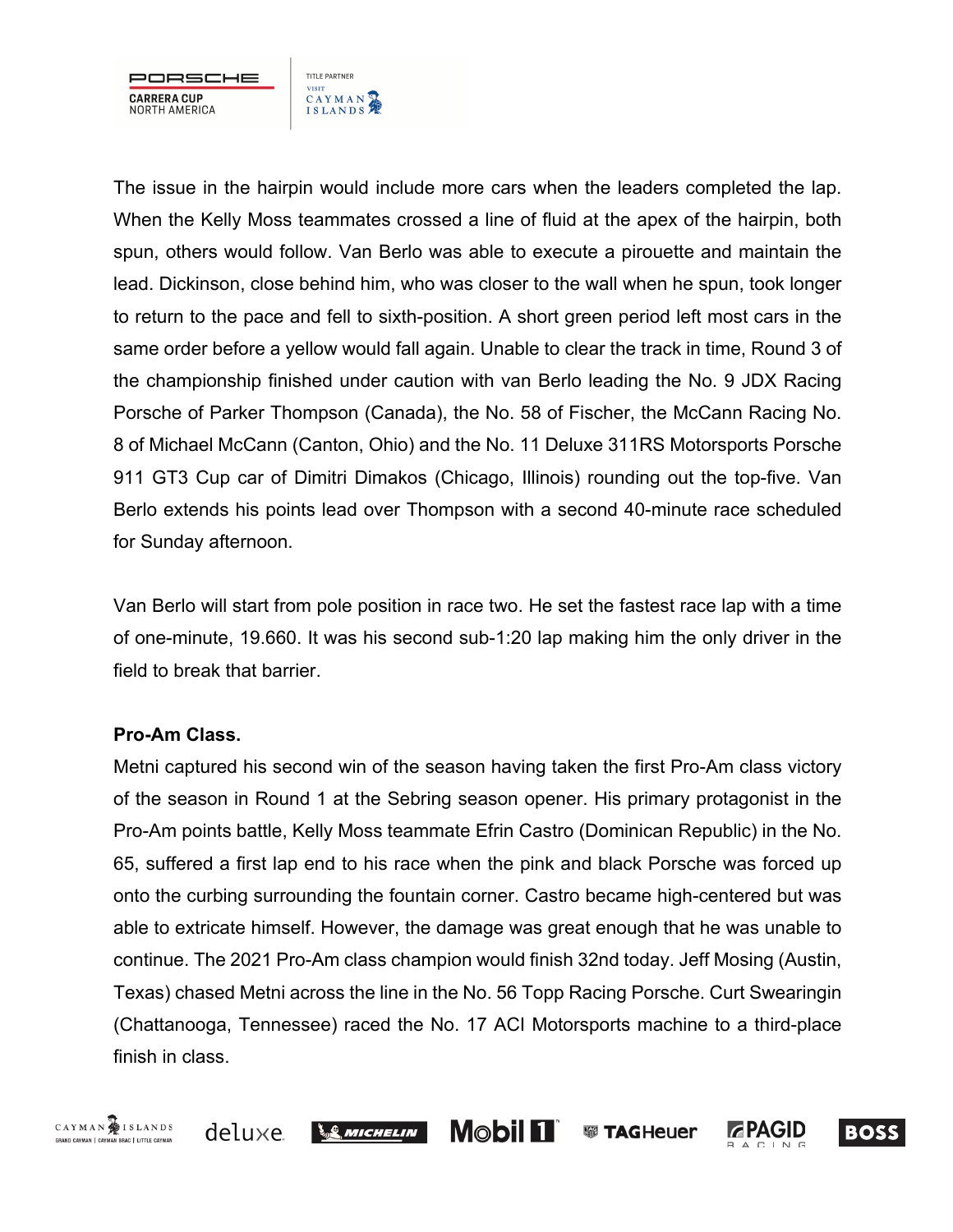The issue in the hairpin would include more cars when the leaders completed the lap. When the Kelly Moss teammates crossed a line of fluid at the apex of the hairpin, both spun, others would follow. Van Berlo was able to execute a pirouette and maintain the lead. Dickinson, close behind him, who was closer to the wall when he spun, took longer to return to the pace and fell to sixth-position. A short green period left most cars in the same order before a yellow would fall again. Unable to clear the track in time, Round 3 of the championship finished under caution with van Berlo leading the No. 9 JDX Racing Porsche of Parker Thompson (Canada), the No. 58 of Fischer, the McCann Racing No. 8 of Michael McCann (Canton, Ohio) and the No. 11 Deluxe 311RS Motorsports Porsche 911 GT3 Cup car of Dimitri Dimakos (Chicago, Illinois) rounding out the top-five. Van Berlo extends his points lead over Thompson with a second 40-minute race scheduled for Sunday afternoon.

Van Berlo will start from pole position in race two. He set the fastest race lap with a time of one-minute, 19.660. It was his second sub-1:20 lap making him the only driver in the field to break that barrier.

**Pro-Am Class.**

Metni captured his second win of the season having taken the first Pro-Am class victory of the season in Round 1 at the Sebring season opener. His primary protagonist in the Pro-Am points battle, Kelly Moss teammate Efrin Castro (Dominican Republic) in the No. 65, suffered a first lap end to his race when the pink and black Porsche was forced up onto the curbing surrounding the fountain corner. Castro became high-centered but was able to extricate himself. However, the damage was great enough that he was unable to continue. The 2021 Pro-Am class champion would finish 32nd today. Jeff Mosing (Austin, Texas) chased Metni across the line in the No. 56 Topp Racing Porsche. Curt Swearingin (Chattanooga, Tennessee) raced the No. 17 ACI Motorsports machine to a third-place finish in class.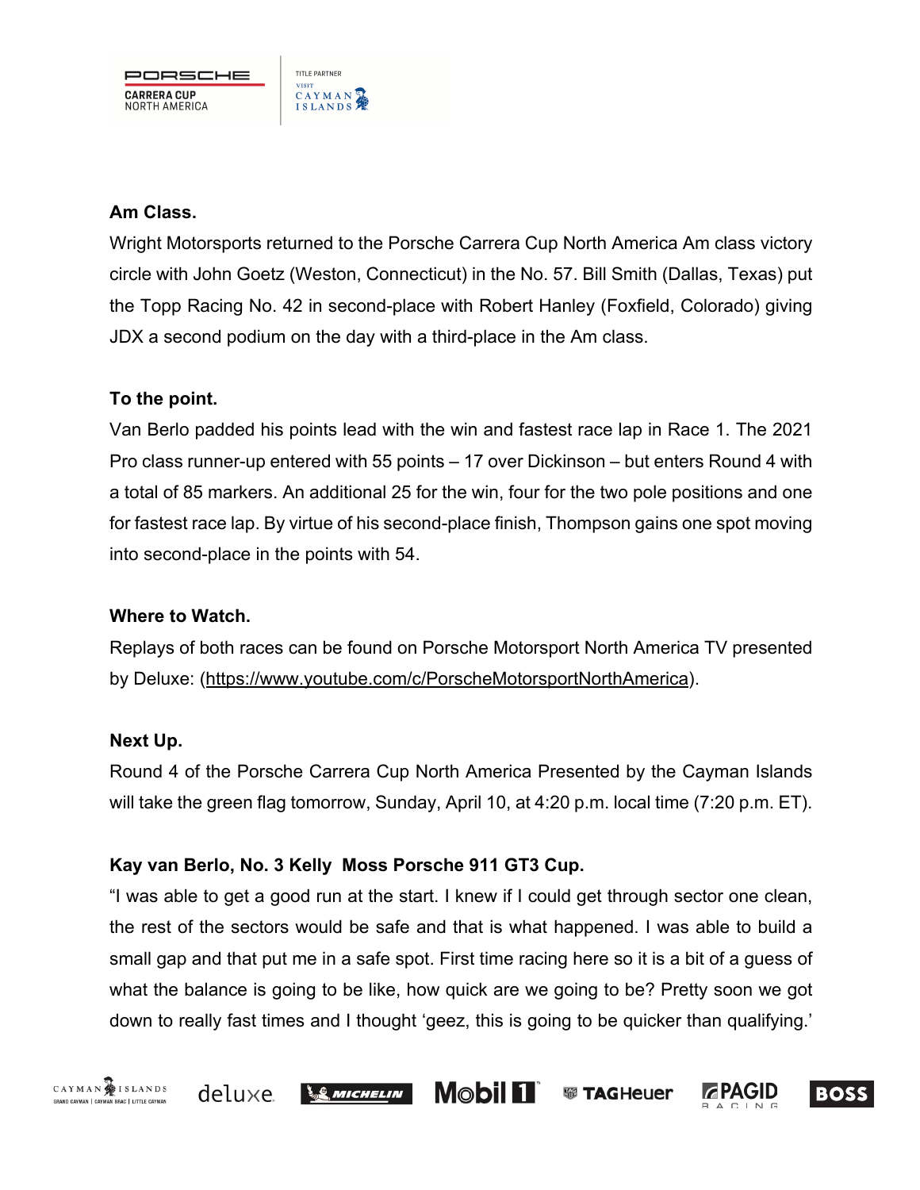**Am Class.**

Wright Motorsports returned to the Porsche Carrera Cup North America Am class victory circle with John Goetz (Weston, Connecticut) in the No. 57. Bill Smith (Dallas, Texas) put the Topp Racing No. 42 in second-place with Robert Hanley (Foxfield, Colorado) giving JDX a second podium on the day with a third-place in the Am class.

**To the point.**

Van Berlo padded his points lead with the win and fastest race lap in Race 1. The 2021 Pro class runner-up entered with 55 points – 17 over Dickinson – but enters Round 4 with a total of 85 markers. An additional 25 for the win, four for the two pole positions and one for fastest race lap. By virtue of his second-place finish, Thompson gains one spot moving into second-place in the points with 54.

**Where to Watch.**

Replays of both races can be found on Porsche Motorsport North America TV presented by Deluxe: (https://www.youtube.com/c/PorscheMotorsportNorthAmerica).

**Next Up.**

Round 4 of the Porsche Carrera Cup North America Presented by the Cayman Islands will take the green flag tomorrow, Sunday, April 10, at 4:20 p.m. local time (7:20 p.m. ET).

**Kay van Berlo, No. 3 Kelly Moss Porsche 911 GT3 Cup.**

"I was able to get a good run at the start. I knew if I could get through sector one clean, the rest of the sectors would be safe and that is what happened. I was able to build a small gap and that put me in a safe spot. First time racing here so it is a bit of a guess of what the balance is going to be like, how quick are we going to be? Pretty soon we got down to really fast times and I thought 'geez, this is going to be quicker than qualifying.'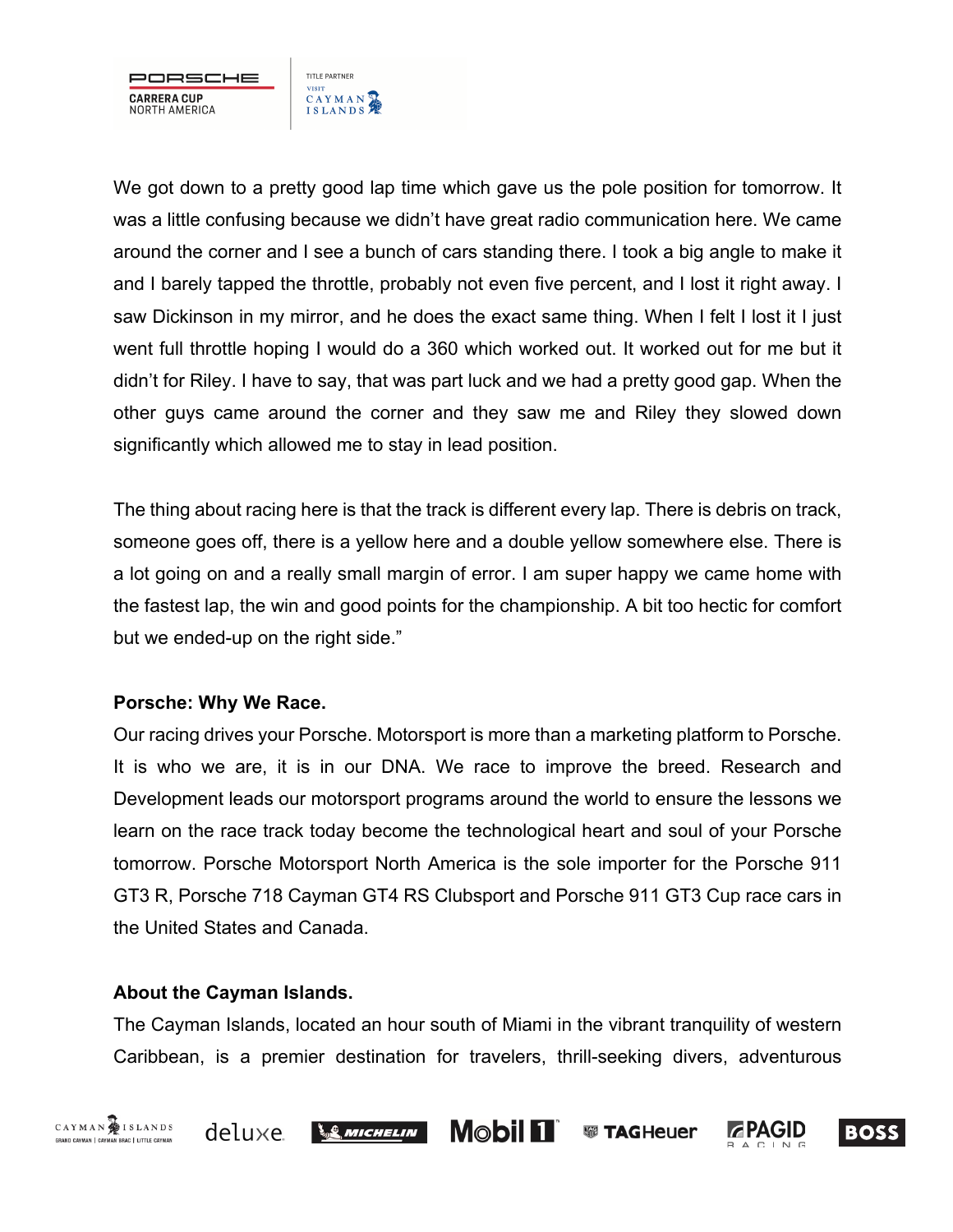We got down to a pretty good lap time which gave us the pole position for tomorrow. It was a little confusing because we didn't have great radio communication here. We came around the corner and I see a bunch of cars standing there. I took a big angle to make it and I barely tapped the throttle, probably not even five percent, and I lost it right away. I saw Dickinson in my mirror, and he does the exact same thing. When I felt I lost it I just went full throttle hoping I would do a 360 which worked out. It worked out for me but it didn't for Riley. I have to say, that was part luck and we had a pretty good gap. When the other guys came around the corner and they saw me and Riley they slowed down significantly which allowed me to stay in lead position.

The thing about racing here is that the track is different every lap. There is debris on track, someone goes off, there is a yellow here and a double yellow somewhere else. There is a lot going on and a really small margin of error. I am super happy we came home with the fastest lap, the win and good points for the championship. A bit too hectic for comfort but we ended-up on the right side."

**Porsche: Why We Race.**

Our racing drives your Porsche. Motorsport is more than a marketing platform to Porsche. It is who we are, it is in our DNA. We race to improve the breed. Research and Development leads our motorsport programs around the world to ensure the lessons we learn on the race track today become the technological heart and soul of your Porsche tomorrow. Porsche Motorsport North America is the sole importer for the Porsche 911 GT3 R, Porsche 718 Cayman GT4 RS Clubsport and Porsche 911 GT3 Cup race cars in the United States and Canada.

**About the Cayman Islands.**

The Cayman Islands, located an hour south of Miami in the vibrant tranquility of western Caribbean, is a premier destination for travelers, thrill-seeking divers, adventurous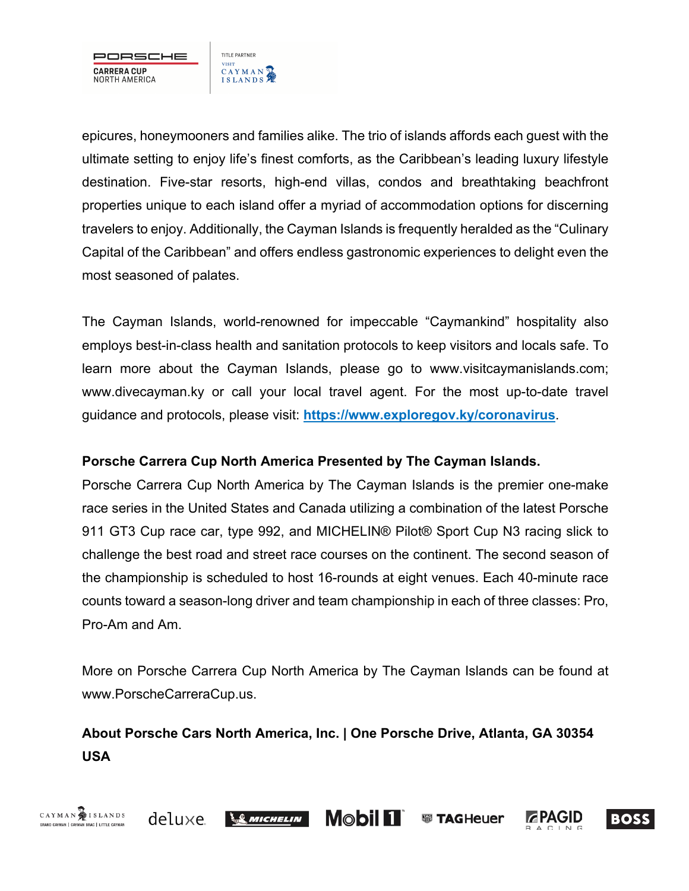epicures, honeymooners and families alike. The trio of islands affords each guest with the ultimate setting to enjoy life's finest comforts, as the Caribbean's leading luxury lifestyle destination. Five-star resorts, high-end villas, condos and breathtaking beachfront properties unique to each island offer a myriad of accommodation options for discerning travelers to enjoy. Additionally, the Cayman Islands is frequently heralded as the "Culinary Capital of the Caribbean" and offers endless gastronomic experiences to delight even the most seasoned of palates.

The Cayman Islands, world-renowned for impeccable "Caymankind" hospitality also employs best-in-class health and sanitation protocols to keep visitors and locals safe. To learn more about the Cayman Islands, please go to www.visitcaymanislands.com; www.divecayman.ky or call your local travel agent. For the most up-to-date travel guidance and protocols, please visit: **https://www.exploregov.ky/coronavirus**.

**Porsche Carrera Cup North America Presented by The Cayman Islands.**

Porsche Carrera Cup North America by The Cayman Islands is the premier one-make race series in the United States and Canada utilizing a combination of the latest Porsche 911 GT3 Cup race car, type 992, and MICHELIN® Pilot® Sport Cup N3 racing slick to challenge the best road and street race courses on the continent. The second season of the championship is scheduled to host 16-rounds at eight venues. Each 40-minute race counts toward a season-long driver and team championship in each of three classes: Pro, Pro-Am and Am.

More on Porsche Carrera Cup North America by The Cayman Islands can be found at www.PorscheCarreraCup.us.

**About Porsche Cars North America, Inc. | One Porsche Drive, Atlanta, GA 30354 USA**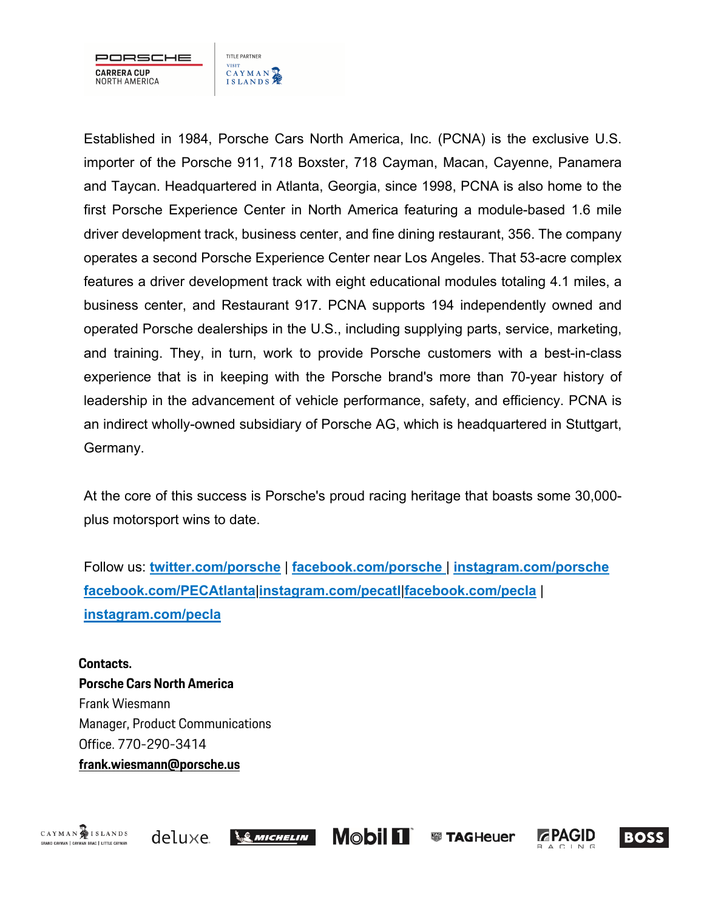Established in 1984, Porsche Cars North America, Inc. (PCNA) is the exclusive U.S. importer of the Porsche 911, 718 Boxster, 718 Cayman, Macan, Cayenne, Panamera and Taycan. Headquartered in Atlanta, Georgia, since 1998, PCNA is also home to the first Porsche Experience Center in North America featuring a module-based 1.6 mile driver development track, business center, and fine dining restaurant, 356. The company operates a second Porsche Experience Center near Los Angeles. That 53-acre complex features a driver development track with eight educational modules totaling 4.1 miles, a business center, and Restaurant 917. PCNA supports 194 independently owned and operated Porsche dealerships in the U.S., including supplying parts, service, marketing, and training. They, in turn, work to provide Porsche customers with a best-in-class experience that is in keeping with the Porsche brand's more than 70-year history of leadership in the advancement of vehicle performance, safety, and efficiency. PCNA is an indirect wholly-owned subsidiary of Porsche AG, which is headquartered in Stuttgart, Germany.

At the core of this success is Porsche's proud racing heritage that boasts some 30,000-plus motorsport wins to date.

Follow us: **twitter.com/porsche** | **facebook.com/porsche** | **instagram.com/porsche** **facebook.com/PECAtlanta**|**instagram.com/pecatl**|**facebook.com/pecla** | **instagram.com/pecla**

**Contacts.**
**Porsche Cars North America**
Frank Wiesmann
Manager, Product Communications
Office. 770-290-3414
**frank.wiesmann@porsche.us**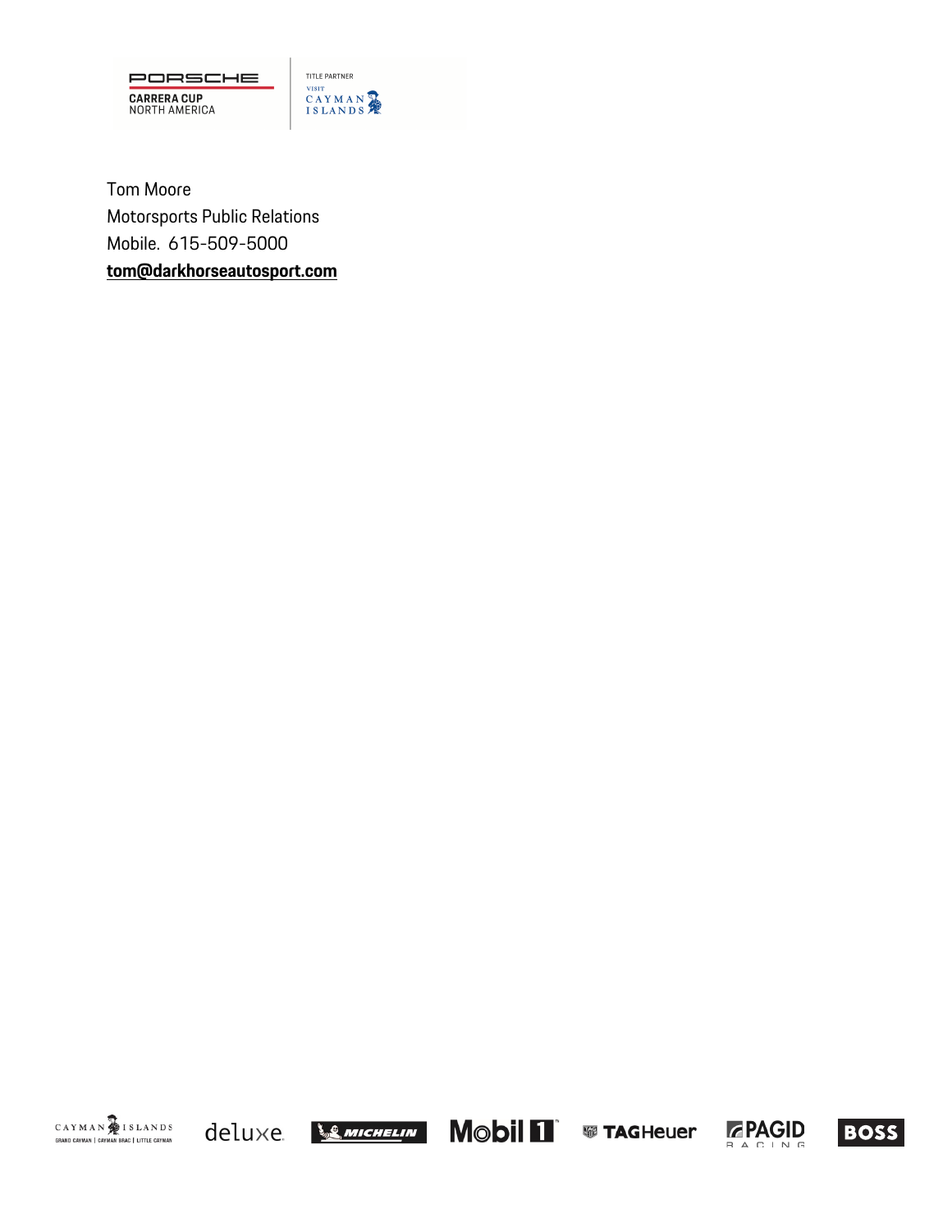Tom Moore
Motorsports Public Relations
Mobile. 615-509-5000
**tom@darkhorseautosport.com**